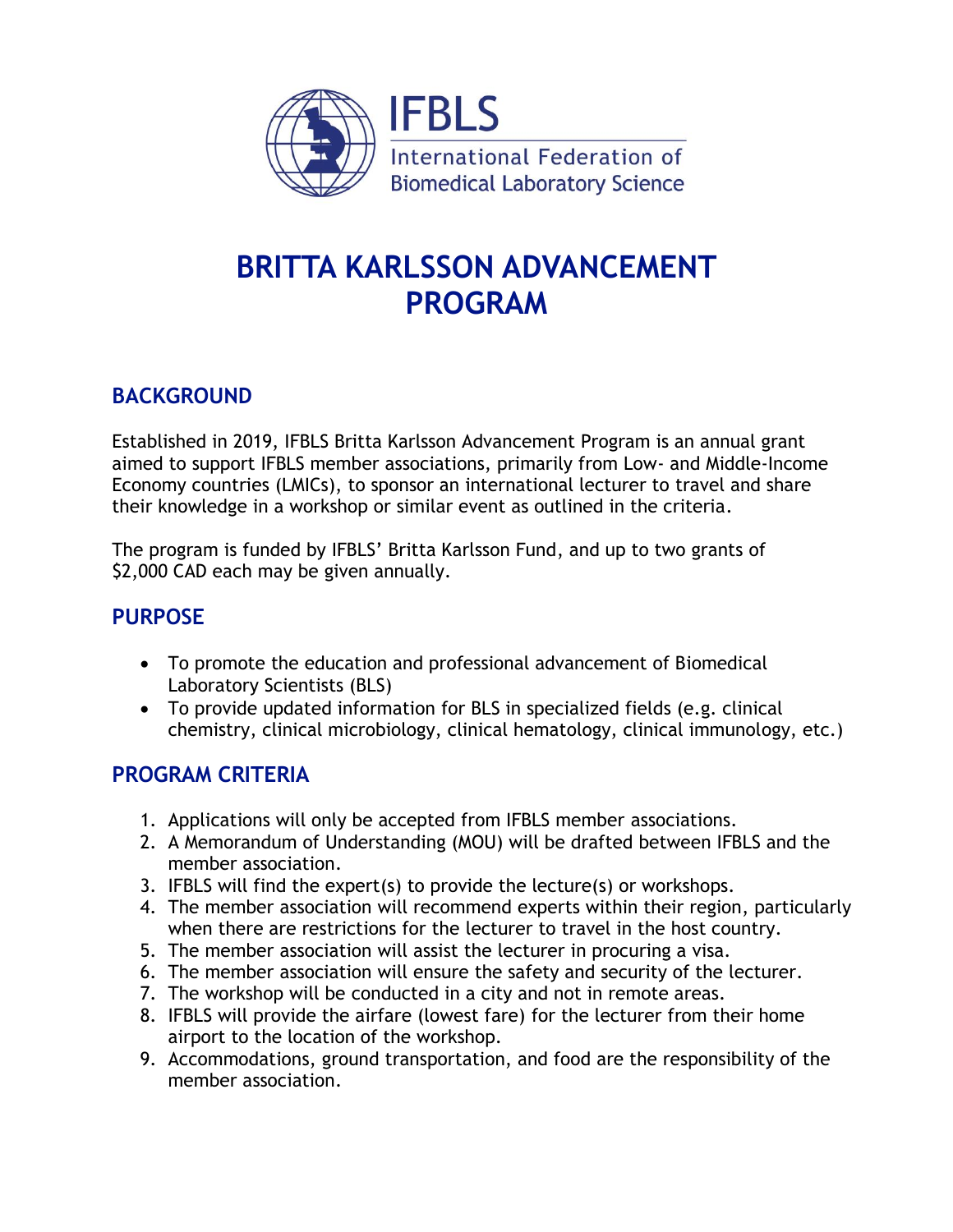IFBLS

International Federation of Biomedical Laboratory Science

# BRITTA KARLSSON ADVANCEMENT PROGRAM

## BACKGROUND

Established in 2019, IFBLS Britta Karlsson Advancement Program is an annual grant aimed to support IFBLS member associations, primarily from Low- and Middle-Income Economy countries (LMICs), to sponsor an international lecturer to travel and share their knowledge in a workshop or similar event as outlined in the criteria.

The program is funded by IFBLS' Britta Karlsson Fund, and up to two grants of $2,000 CAD each may be given annually.

## PURPOSE

- To promote the education and professional advancement of Biomedical Laboratory Scientists (BLS)
- To provide updated information for BLS in specialized fields (e.g. clinical chemistry, clinical microbiology, clinical hematology, clinical immunology, etc.)

## PROGRAM CRITERIA

1. Applications will only be accepted from IFBLS member associations.
2. A Memorandum of Understanding (MOU) will be drafted between IFBLS and the member association.
3. IFBLS will find the expert(s) to provide the lecture(s) or workshops.
4. The member association will recommend experts within their region, particularly when there are restrictions for the lecturer to travel in the host country.
5. The member association will assist the lecturer in procuring a visa.
6. The member association will ensure the safety and security of the lecturer.
7. The workshop will be conducted in a city and not in remote areas.
8. IFBLS will provide the airfare (lowest fare) for the lecturer from their home airport to the location of the workshop.
9. Accommodations, ground transportation, and food are the responsibility of the member association.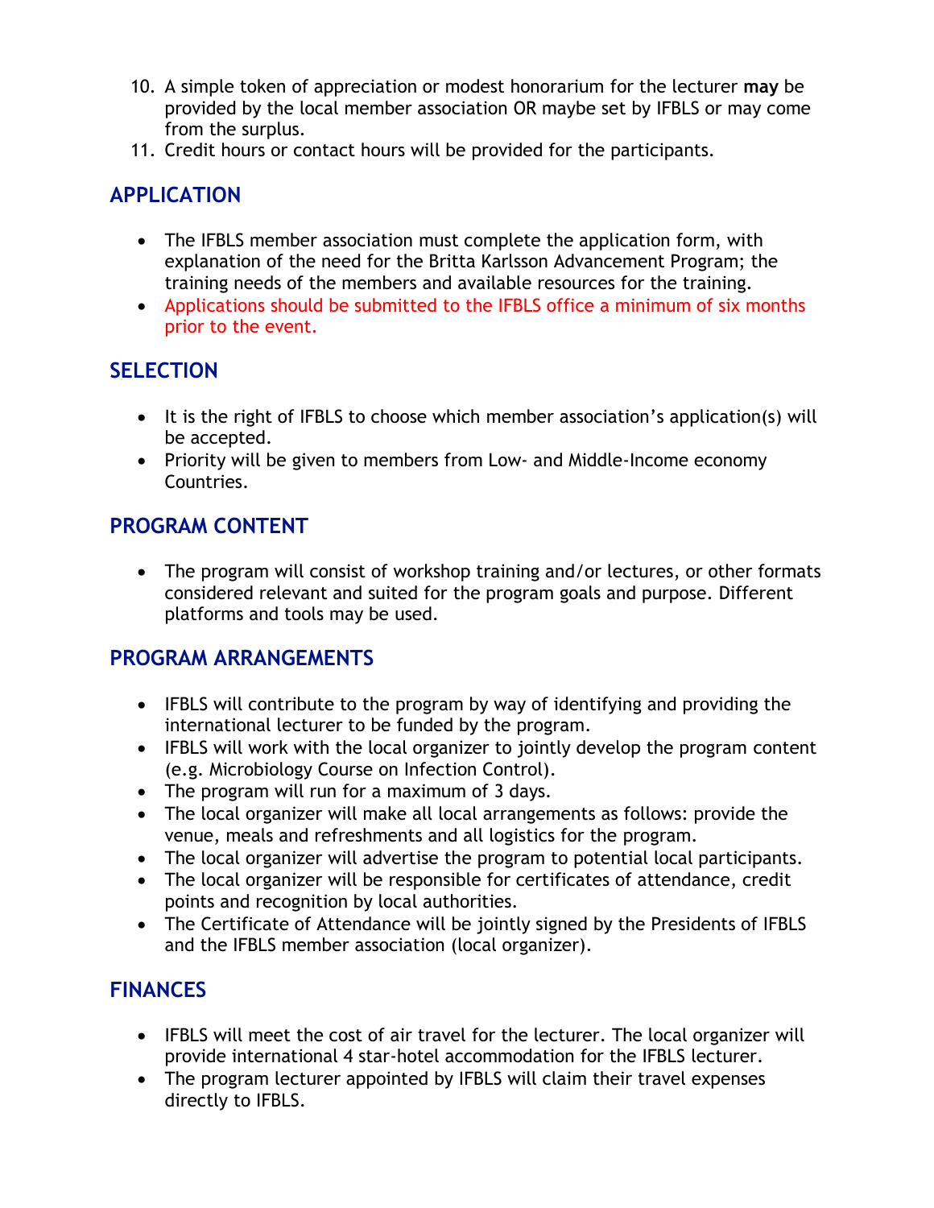10. A simple token of appreciation or modest honorarium for the lecturer **may** be provided by the local member association OR maybe set by IFBLS or may come from the surplus.
11. Credit hours or contact hours will be provided for the participants.

## APPLICATION

- The IFBLS member association must complete the application form, with explanation of the need for the Britta Karlsson Advancement Program; the training needs of the members and available resources for the training.
- Applications should be submitted to the IFBLS office a minimum of six months prior to the event.

## SELECTION

- It is the right of IFBLS to choose which member association's application(s) will be accepted.
- Priority will be given to members from Low- and Middle-Income economy Countries.

## PROGRAM CONTENT

- The program will consist of workshop training and/or lectures, or other formats considered relevant and suited for the program goals and purpose. Different platforms and tools may be used.

## PROGRAM ARRANGEMENTS

- IFBLS will contribute to the program by way of identifying and providing the international lecturer to be funded by the program.
- IFBLS will work with the local organizer to jointly develop the program content (e.g. Microbiology Course on Infection Control).
- The program will run for a maximum of 3 days.
- The local organizer will make all local arrangements as follows: provide the venue, meals and refreshments and all logistics for the program.
- The local organizer will advertise the program to potential local participants.
- The local organizer will be responsible for certificates of attendance, credit points and recognition by local authorities.
- The Certificate of Attendance will be jointly signed by the Presidents of IFBLS and the IFBLS member association (local organizer).

## FINANCES

- IFBLS will meet the cost of air travel for the lecturer. The local organizer will provide international 4 star-hotel accommodation for the IFBLS lecturer.
- The program lecturer appointed by IFBLS will claim their travel expenses directly to IFBLS.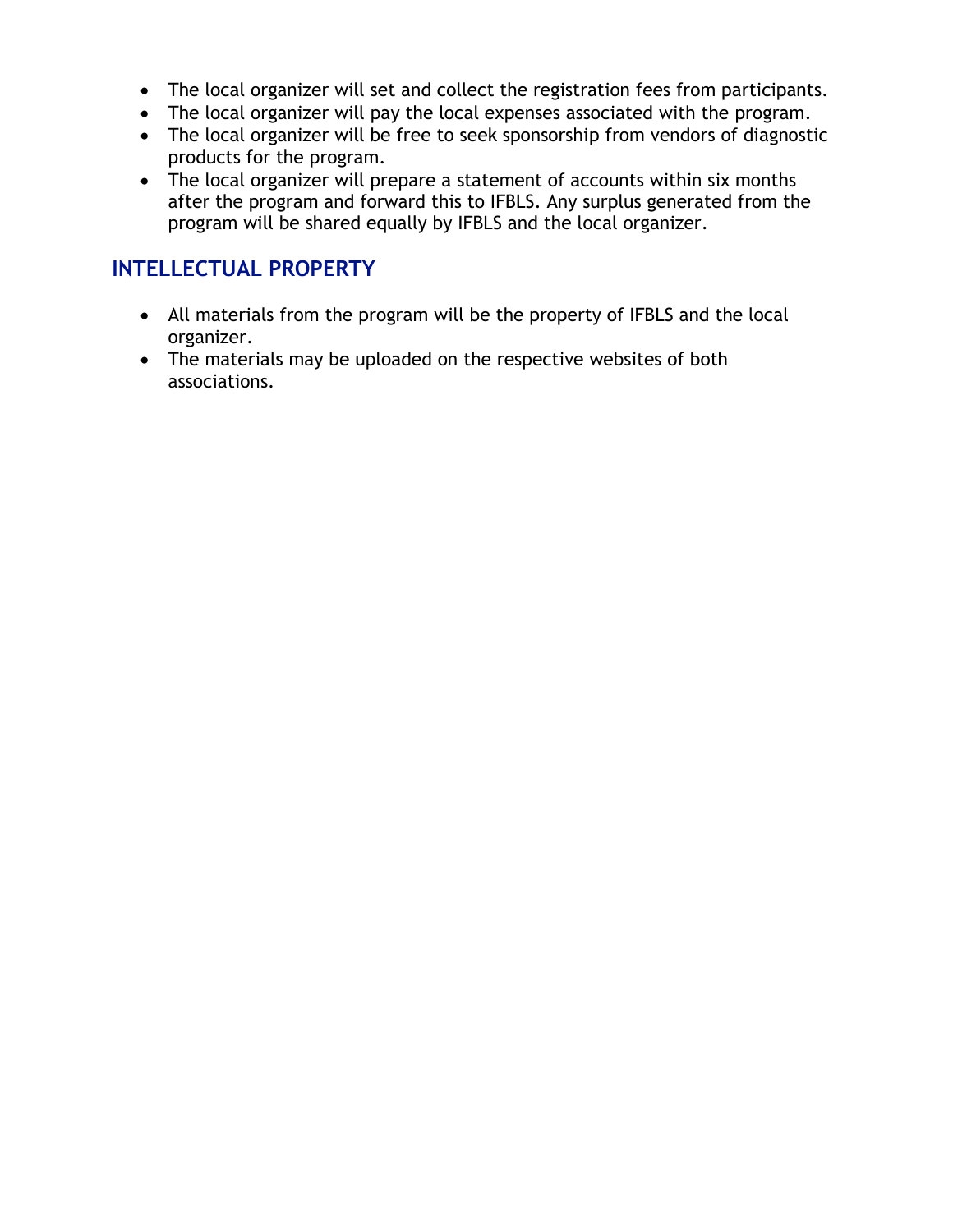- The local organizer will set and collect the registration fees from participants.
- The local organizer will pay the local expenses associated with the program.
- The local organizer will be free to seek sponsorship from vendors of diagnostic products for the program.
- The local organizer will prepare a statement of accounts within six months after the program and forward this to IFBLS. Any surplus generated from the program will be shared equally by IFBLS and the local organizer.

## INTELLECTUAL PROPERTY

- All materials from the program will be the property of IFBLS and the local organizer.
- The materials may be uploaded on the respective websites of both associations.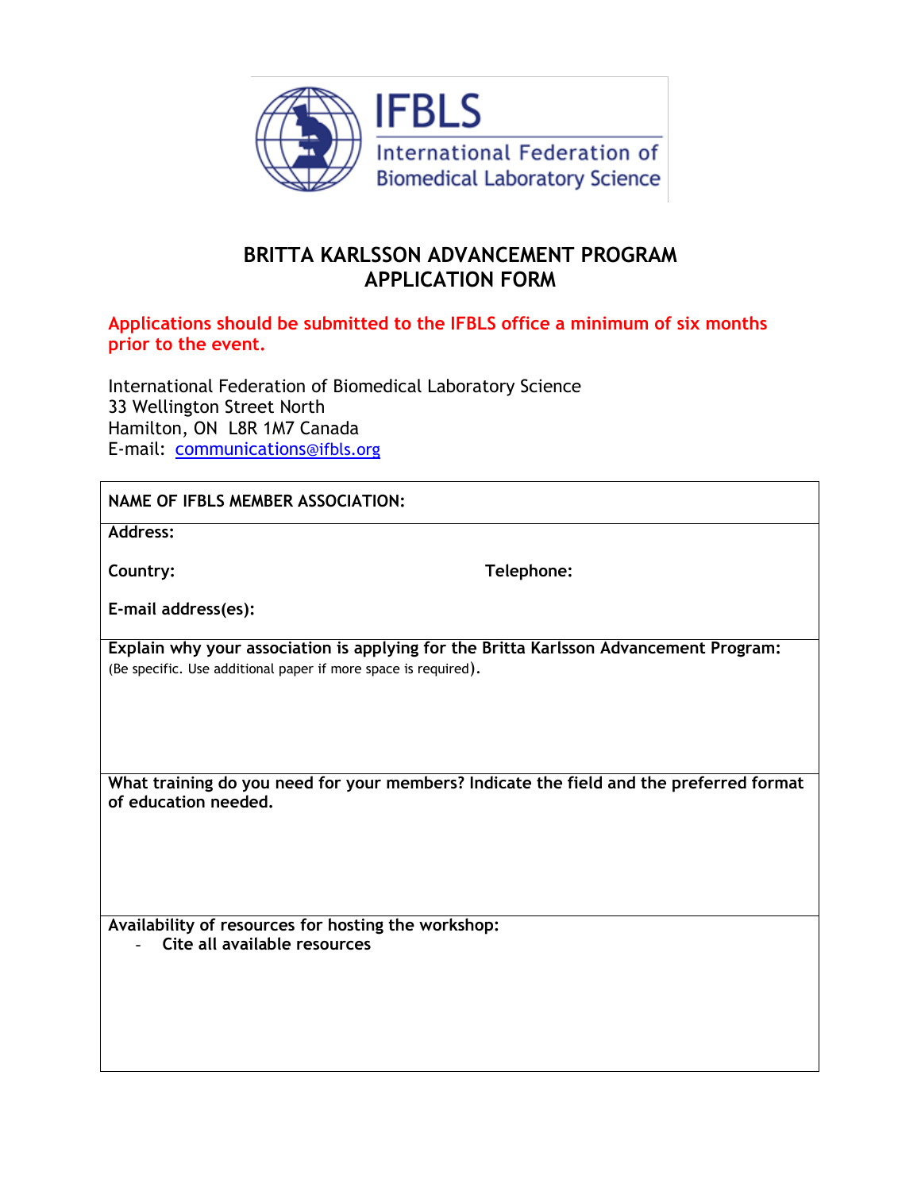IFBLS

International Federation of Biomedical Laboratory Science

## BRITTA KARLSSON ADVANCEMENT PROGRAM
## APPLICATION FORM

**Applications should be submitted to the IFBLS office a minimum of six months prior to the event.**

International Federation of Biomedical Laboratory Science
33 Wellington Street North
Hamilton, ON L8R 1M7 Canada
E-mail: communications@ifbls.org

**NAME OF IFBLS MEMBER ASSOCIATION:**

**Address:**

**Country:** **Telephone:**

**E-mail address(es):**

**Explain why your association is applying for the Britta Karlsson Advancement Program:**
(Be specific. Use additional paper if more space is required).

**What training do you need for your members? Indicate the field and the preferred format of education needed.**

**Availability of resources for hosting the workshop:**

- **Cite all available resources**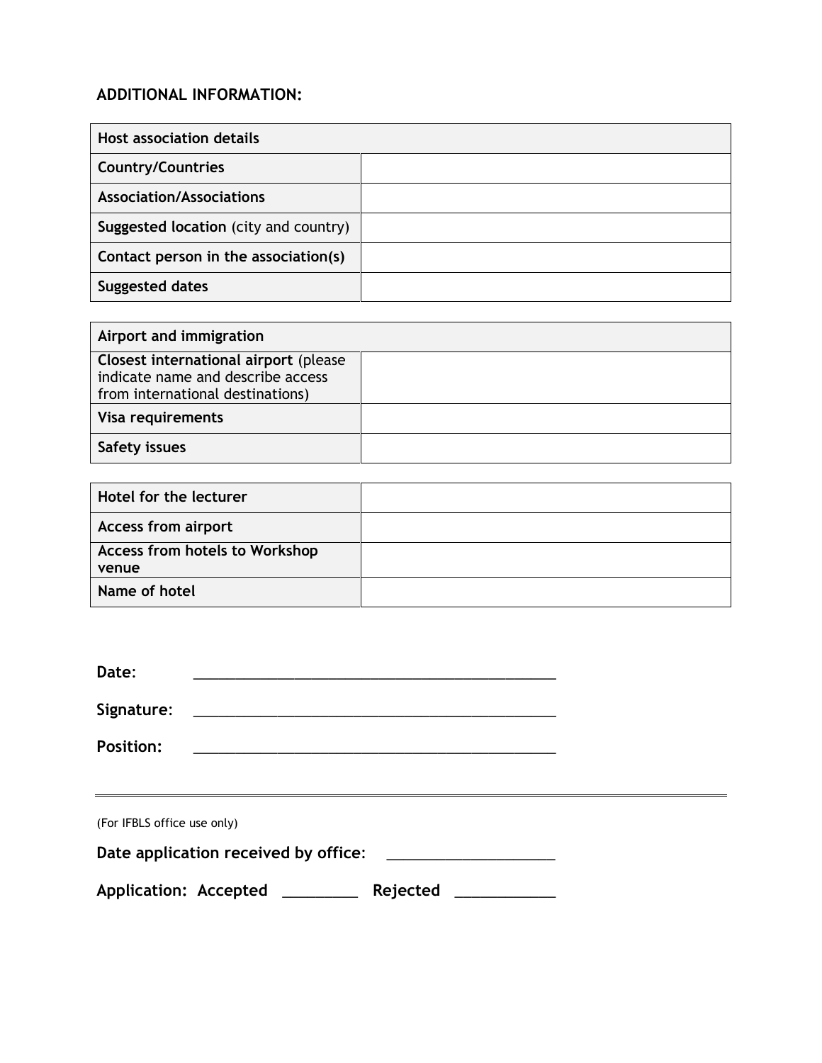**ADDITIONAL INFORMATION:**

| Host association details | |
|---|---|
| **Country/Countries** | |
| **Association/Associations** | |
| **Suggested location** (city and country) | |
| **Contact person in the association(s)** | |
| **Suggested dates** | |

| Airport and immigration | |
|---|---|
| **Closest international airport** (please indicate name and describe access from international destinations) | |
| **Visa requirements** | |
| **Safety issues** | |

| | |
|---|---|
| **Hotel for the lecturer** | |
| **Access from airport** | |
| **Access from hotels to Workshop venue** | |
| **Name of hotel** | |

**Date**: ____________________________________________

**Signature**: ____________________________________________

**Position:** ____________________________________________

---

(For IFBLS office use only)

**Date application received by office**: ____________________

**Application: Accepted** _________ **Rejected** ____________